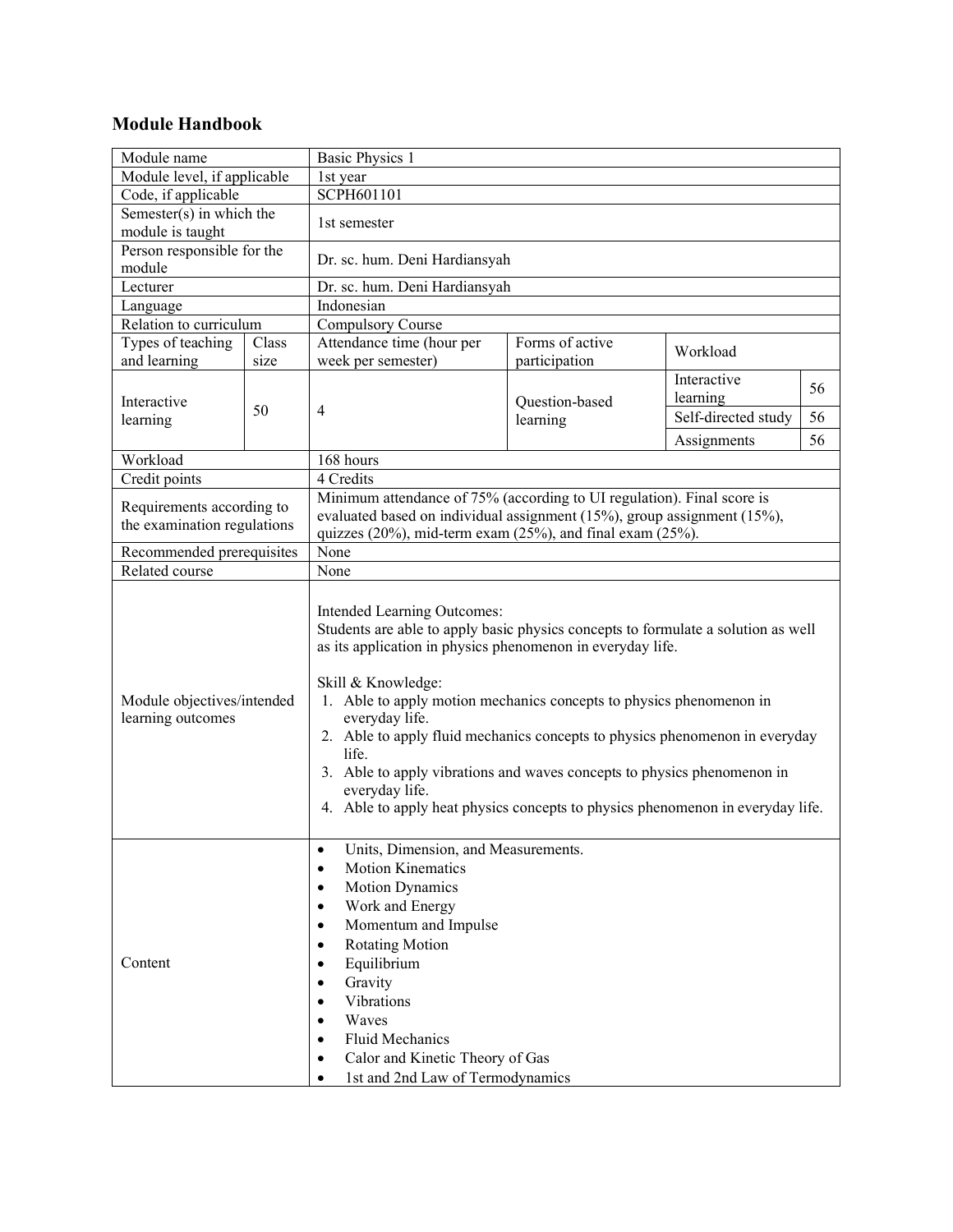## Module Handbook

| Module name | | Basic Physics 1 | | | |
|---|---|---|---|---|---|
| Module level, if applicable | | 1st year | | | |
| Code, if applicable | | SCPH601101 | | | |
| Semester(s) in which the module is taught | | 1st semester | | | |
| Person responsible for the module | | Dr. sc. hum. Deni Hardiansyah | | | |
| Lecturer | | Dr. sc. hum. Deni Hardiansyah | | | |
| Language | | Indonesian | | | |
| Relation to curriculum | | Compulsory Course | | | |
| Types of teaching and learning | Class size | Attendance time (hour per week per semester) | Forms of active participation | Workload | |
| Interactive learning | 50 | 4 | Question-based learning | Interactive learning | 56 |
| | | | | Self-directed study | 56 |
| | | | | Assignments | 56 |
| Workload | | 168 hours | | | |
| Credit points | | 4 Credits | | | |
| Requirements according to the examination regulations | | Minimum attendance of 75% (according to UI regulation). Final score is evaluated based on individual assignment (15%), group assignment (15%), quizzes (20%), mid-term exam (25%), and final exam (25%). | | | |
| Recommended prerequisites | | None | | | |
| Related course | | None | | | |
| Module objectives/intended learning outcomes | | Intended Learning Outcomes:<br>Students are able to apply basic physics concepts to formulate a solution as well as its application in physics phenomenon in everyday life.<br><br>Skill & Knowledge:<br>1. Able to apply motion mechanics concepts to physics phenomenon in everyday life.<br>2. Able to apply fluid mechanics concepts to physics phenomenon in everyday life.<br>3. Able to apply vibrations and waves concepts to physics phenomenon in everyday life.<br>4. Able to apply heat physics concepts to physics phenomenon in everyday life. | | | |
| Content | | • Units, Dimension, and Measurements.<br>• Motion Kinematics<br>• Motion Dynamics<br>• Work and Energy<br>• Momentum and Impulse<br>• Rotating Motion<br>• Equilibrium<br>• Gravity<br>• Vibrations<br>• Waves<br>• Fluid Mechanics<br>• Calor and Kinetic Theory of Gas<br>• 1st and 2nd Law of Termodynamics | | | |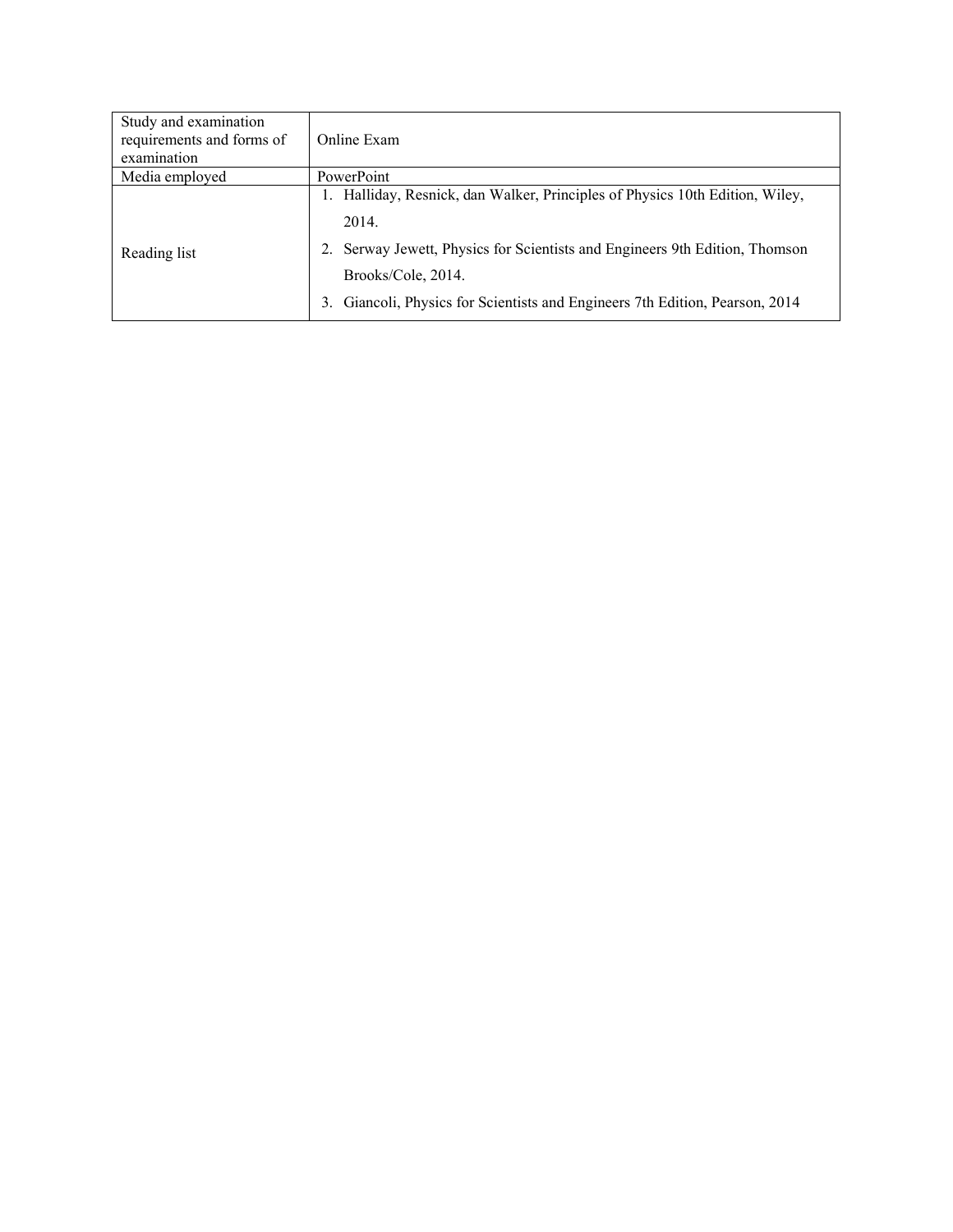| | |
|---|---|
| Study and examination requirements and forms of examination | Online Exam |
| Media employed | PowerPoint |
| Reading list | 1. Halliday, Resnick, dan Walker, Principles of Physics 10th Edition, Wiley, 2014.<br>2. Serway Jewett, Physics for Scientists and Engineers 9th Edition, Thomson Brooks/Cole, 2014.<br>3. Giancoli, Physics for Scientists and Engineers 7th Edition, Pearson, 2014 |